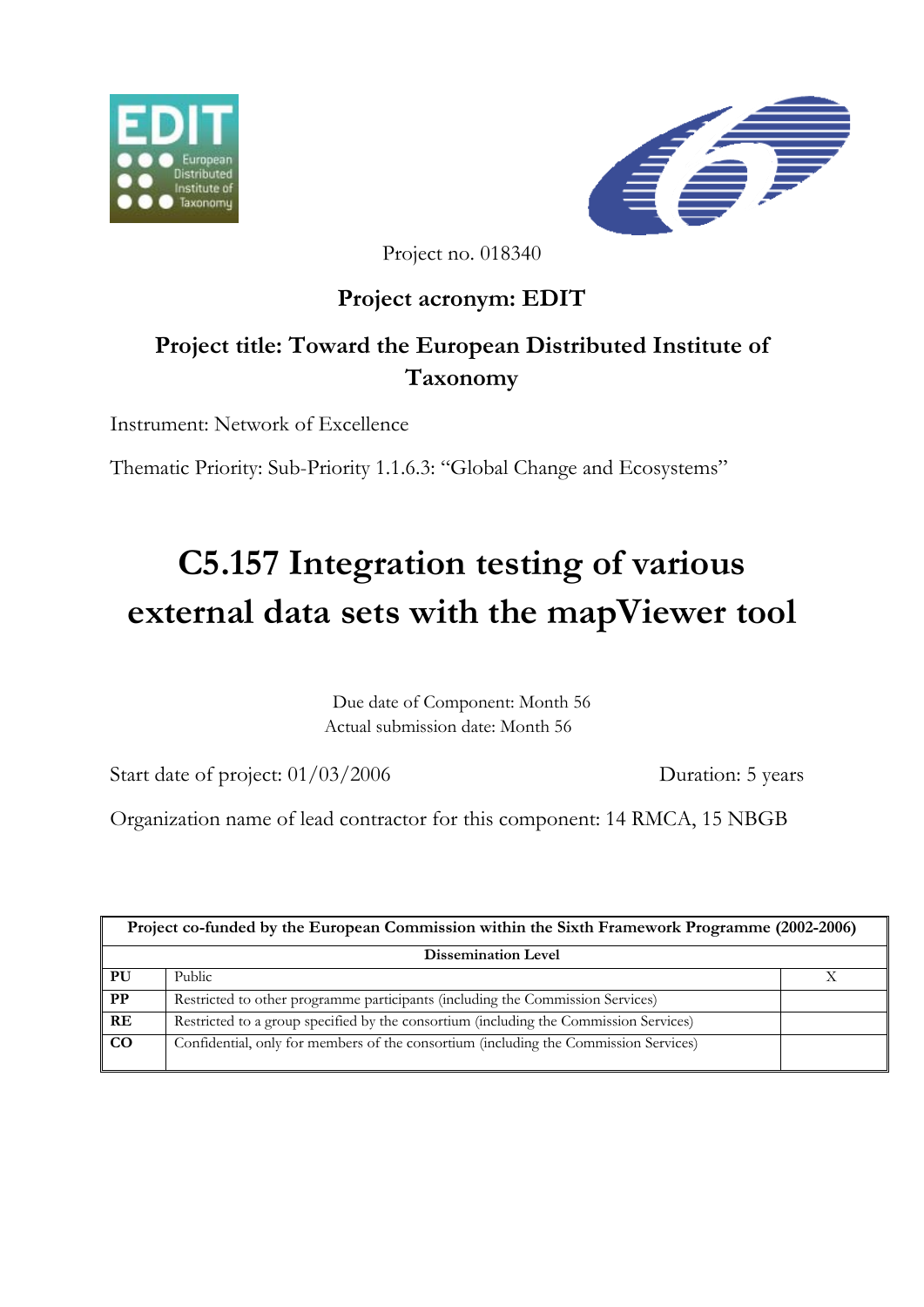Project no. 018340

**Project acronym: EDIT**

**Project title: Toward the European Distributed Institute of Taxonomy**

Instrument: Network of Excellence

Thematic Priority: Sub-Priority 1.1.6.3: "Global Change and Ecosystems"

# C5.157 Integration testing of various external data sets with the mapViewer tool

Due date of Component: Month 56
Actual submission date: Month 56

Start date of project: 01/03/2006 Duration: 5 years

Organization name of lead contractor for this component: 14 RMCA, 15 NBGB

| Project co-funded by the European Commission within the Sixth Framework Programme (2002-2006) | | |
|---|---|---|
| **Dissemination Level** | | |
| **PU** | Public | X |
| **PP** | Restricted to other programme participants (including the Commission Services) | |
| **RE** | Restricted to a group specified by the consortium (including the Commission Services) | |
| **CO** | Confidential, only for members of the consortium (including the Commission Services) | |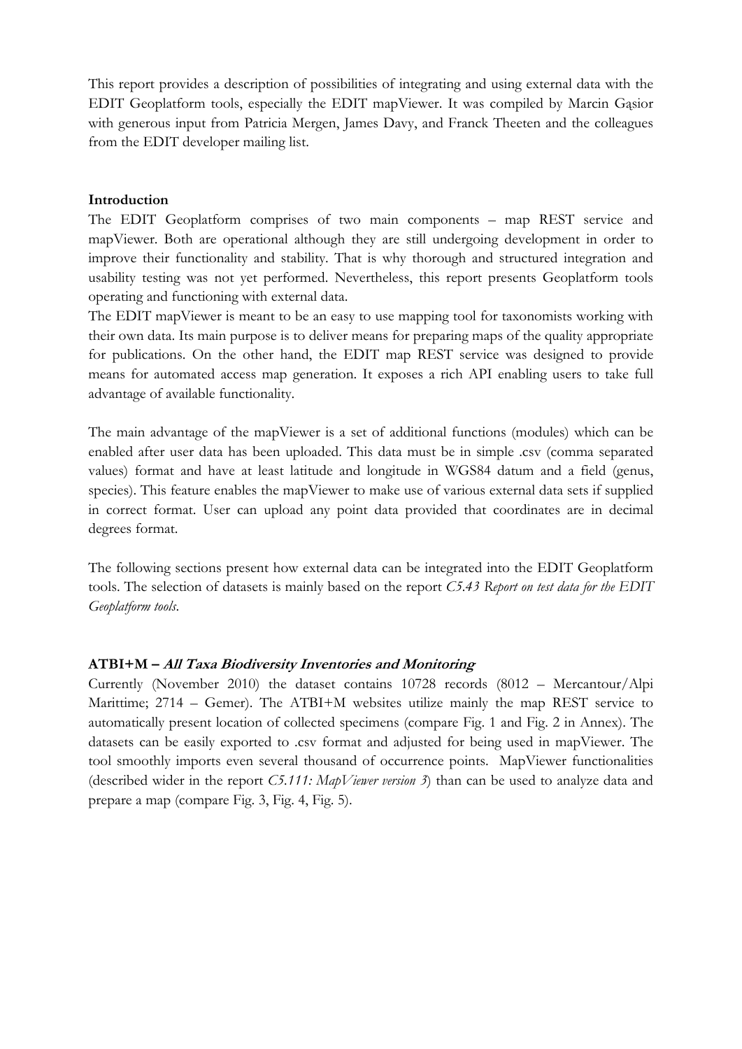This report provides a description of possibilities of integrating and using external data with the EDIT Geoplatform tools, especially the EDIT mapViewer. It was compiled by Marcin Gąsior with generous input from Patricia Mergen, James Davy, and Franck Theeten and the colleagues from the EDIT developer mailing list.

**Introduction**

The EDIT Geoplatform comprises of two main components – map REST service and mapViewer. Both are operational although they are still undergoing development in order to improve their functionality and stability. That is why thorough and structured integration and usability testing was not yet performed. Nevertheless, this report presents Geoplatform tools operating and functioning with external data.

The EDIT mapViewer is meant to be an easy to use mapping tool for taxonomists working with their own data. Its main purpose is to deliver means for preparing maps of the quality appropriate for publications. On the other hand, the EDIT map REST service was designed to provide means for automated access map generation. It exposes a rich API enabling users to take full advantage of available functionality.

The main advantage of the mapViewer is a set of additional functions (modules) which can be enabled after user data has been uploaded. This data must be in simple .csv (comma separated values) format and have at least latitude and longitude in WGS84 datum and a field (genus, species). This feature enables the mapViewer to make use of various external data sets if supplied in correct format. User can upload any point data provided that coordinates are in decimal degrees format.

The following sections present how external data can be integrated into the EDIT Geoplatform tools. The selection of datasets is mainly based on the report *C5.43 Report on test data for the EDIT Geoplatform tools*.

**ATBI+M – *All Taxa Biodiversity Inventories and Monitoring***

Currently (November 2010) the dataset contains 10728 records (8012 – Mercantour/Alpi Marittime; 2714 – Gemer). The ATBI+M websites utilize mainly the map REST service to automatically present location of collected specimens (compare Fig. 1 and Fig. 2 in Annex). The datasets can be easily exported to .csv format and adjusted for being used in mapViewer. The tool smoothly imports even several thousand of occurrence points. MapViewer functionalities (described wider in the report *C5.111: MapViewer version 3*) than can be used to analyze data and prepare a map (compare Fig. 3, Fig. 4, Fig. 5).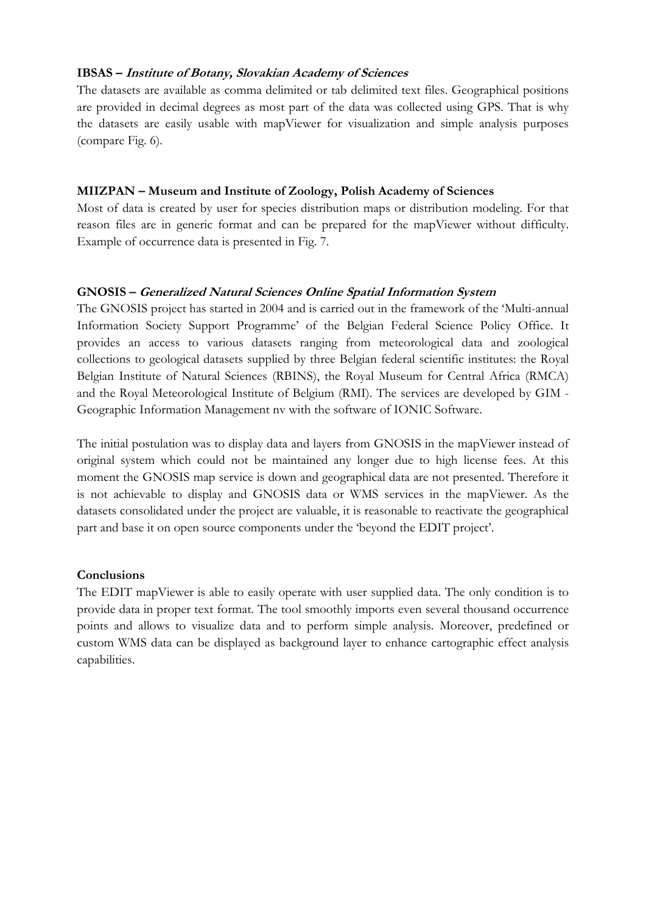**IBSAS –** ***Institute of Botany, Slovakian Academy of Sciences***

The datasets are available as comma delimited or tab delimited text files. Geographical positions are provided in decimal degrees as most part of the data was collected using GPS. That is why the datasets are easily usable with mapViewer for visualization and simple analysis purposes (compare Fig. 6).

**MIIZPAN – Museum and Institute of Zoology, Polish Academy of Sciences**

Most of data is created by user for species distribution maps or distribution modeling. For that reason files are in generic format and can be prepared for the mapViewer without difficulty. Example of occurrence data is presented in Fig. 7.

**GNOSIS –** ***Generalized Natural Sciences Online Spatial Information System***

The GNOSIS project has started in 2004 and is carried out in the framework of the 'Multi-annual Information Society Support Programme' of the Belgian Federal Science Policy Office. It provides an access to various datasets ranging from meteorological data and zoological collections to geological datasets supplied by three Belgian federal scientific institutes: the Royal Belgian Institute of Natural Sciences (RBINS), the Royal Museum for Central Africa (RMCA) and the Royal Meteorological Institute of Belgium (RMI). The services are developed by GIM - Geographic Information Management nv with the software of IONIC Software.

The initial postulation was to display data and layers from GNOSIS in the mapViewer instead of original system which could not be maintained any longer due to high license fees. At this moment the GNOSIS map service is down and geographical data are not presented. Therefore it is not achievable to display and GNOSIS data or WMS services in the mapViewer. As the datasets consolidated under the project are valuable, it is reasonable to reactivate the geographical part and base it on open source components under the 'beyond the EDIT project'.

**Conclusions**

The EDIT mapViewer is able to easily operate with user supplied data. The only condition is to provide data in proper text format. The tool smoothly imports even several thousand occurrence points and allows to visualize data and to perform simple analysis. Moreover, predefined or custom WMS data can be displayed as background layer to enhance cartographic effect analysis capabilities.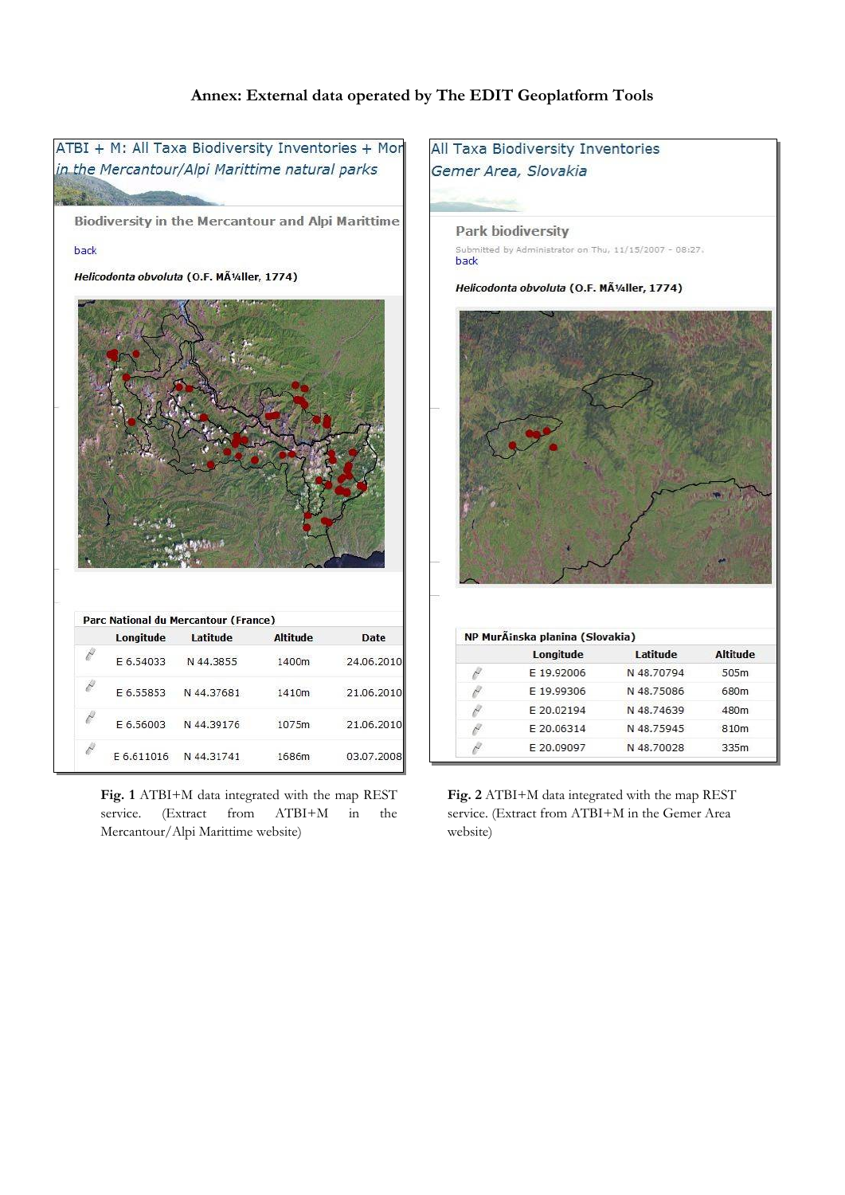# Annex: External data operated by The EDIT Geoplatform Tools

ATBI + M: All Taxa Biodiversity Inventories + Mor
*in the Mercantour/Alpi Marittime natural parks*

**Biodiversity in the Mercantour and Alpi Marittime**

back

***Helicodonta obvoluta*** **(O.F. MÃ¼ller, 1774)**

**Parc National du Mercantour (France)**

| | Longitude | Latitude | Altitude | Date |
|---|---|---|---|---|
| | E 6.54033 | N 44.3855 | 1400m | 24.06.2010 |
| | E 6.55853 | N 44.37681 | 1410m | 21.06.2010 |
| | E 6.56003 | N 44.39176 | 1075m | 21.06.2010 |
| | E 6.611016 | N 44.31741 | 1686m | 03.07.2008 |

**Fig. 1** ATBI+M data integrated with the map REST service. (Extract from ATBI+M in the Mercantour/Alpi Marittime website)

All Taxa Biodiversity Inventories
*Gemer Area, Slovakia*

**Park biodiversity**

Submitted by Administrator on Thu, 11/15/2007 - 08:27.
back

***Helicodonta obvoluta*** **(O.F. MÃ¼ller, 1774)**

**NP MurÃinska planina (Slovakia)**

| | Longitude | Latitude | Altitude |
|---|---|---|---|
| | E 19.92006 | N 48.70794 | 505m |
| | E 19.99306 | N 48.75086 | 680m |
| | E 20.02194 | N 48.74639 | 480m |
| | E 20.06314 | N 48.75945 | 810m |
| | E 20.09097 | N 48.70028 | 335m |

**Fig. 2** ATBI+M data integrated with the map REST service. (Extract from ATBI+M in the Gemer Area website)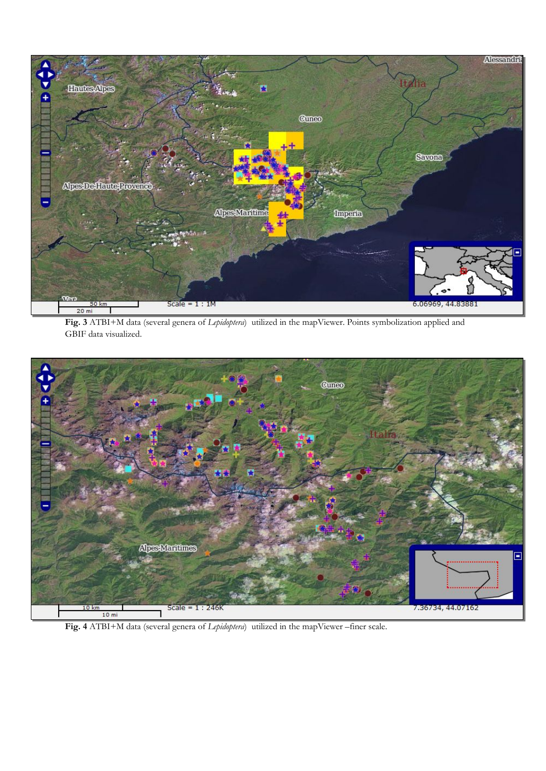**Fig. 3** ATBI+M data (several genera of *Lepidoptera*) utilized in the mapViewer. Points symbolization applied and GBIF data visualized.

**Fig. 4** ATBI+M data (several genera of *Lepidoptera*) utilized in the mapViewer –finer scale.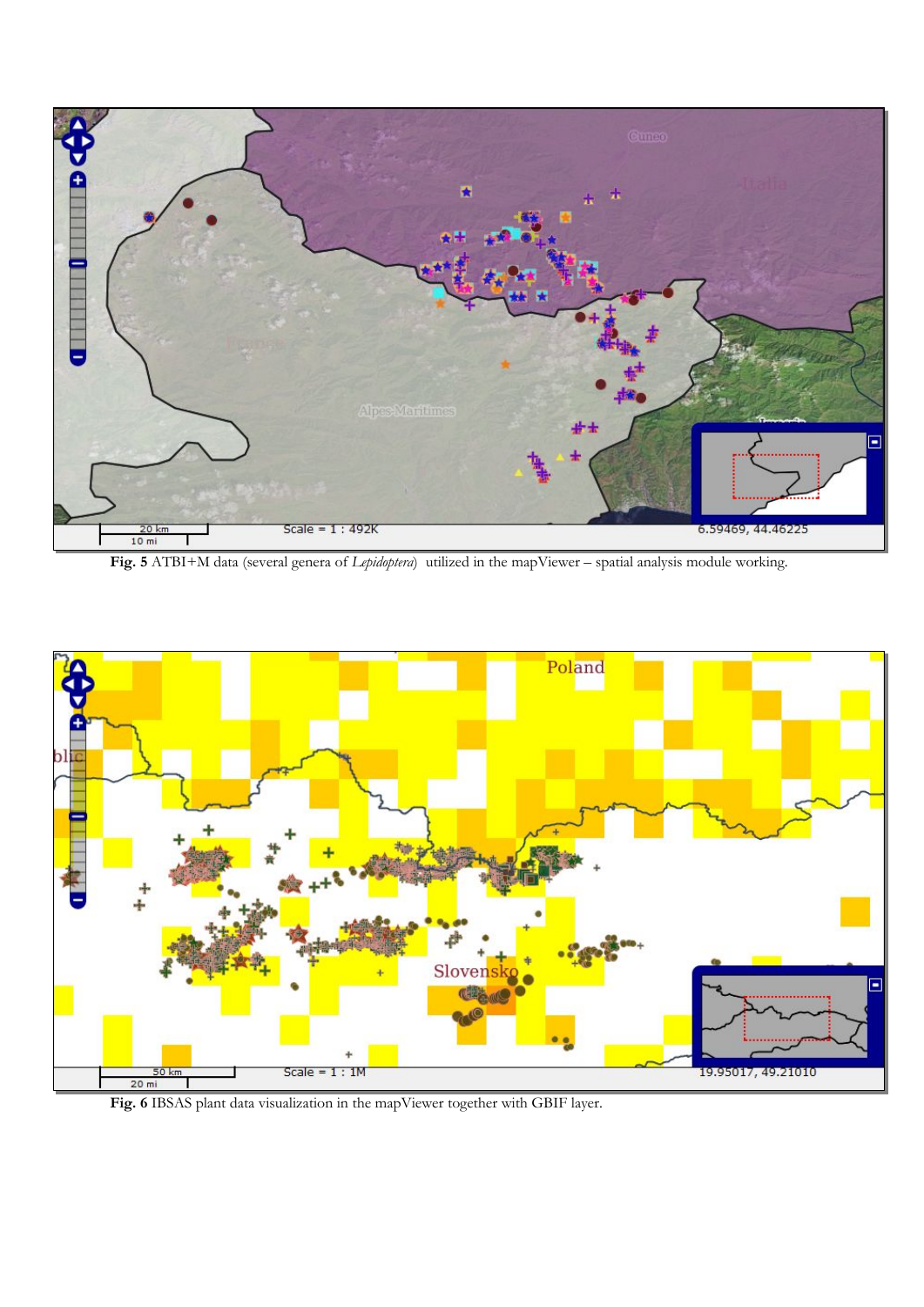**Fig. 5** ATBI+M data (several genera of *Lepidoptera*) utilized in the mapViewer – spatial analysis module working.

**Fig. 6** IBSAS plant data visualization in the mapViewer together with GBIF layer.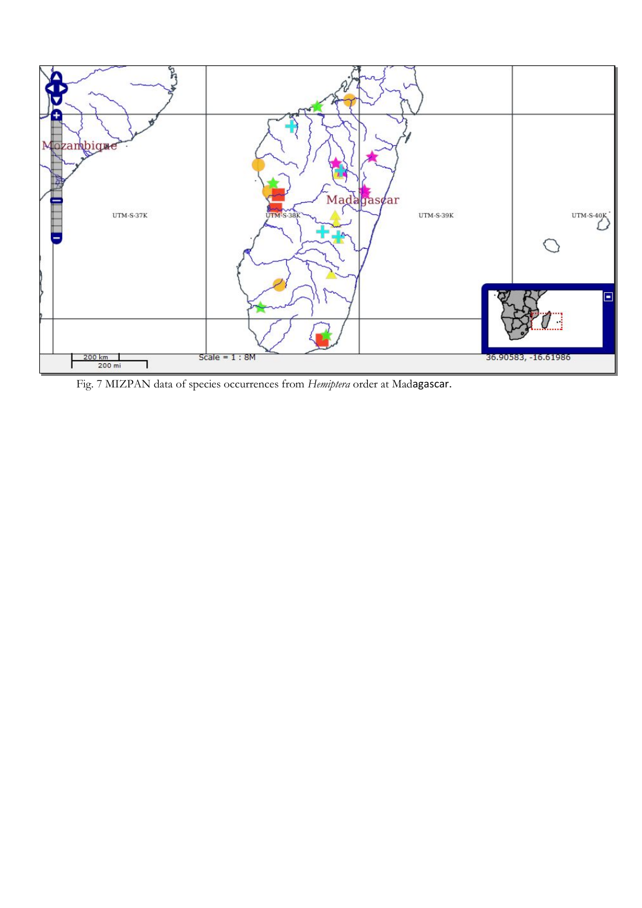Mozambique

Madagascar

UTM-S-37K

UTM-S-38K

UTM-S-39K

UTM-S-40K

200 km

200 mi

Scale = 1 : 8M

36.90583, -16.61986

Fig. 7 MIZPAN data of species occurrences from *Hemiptera* order at Madagascar.